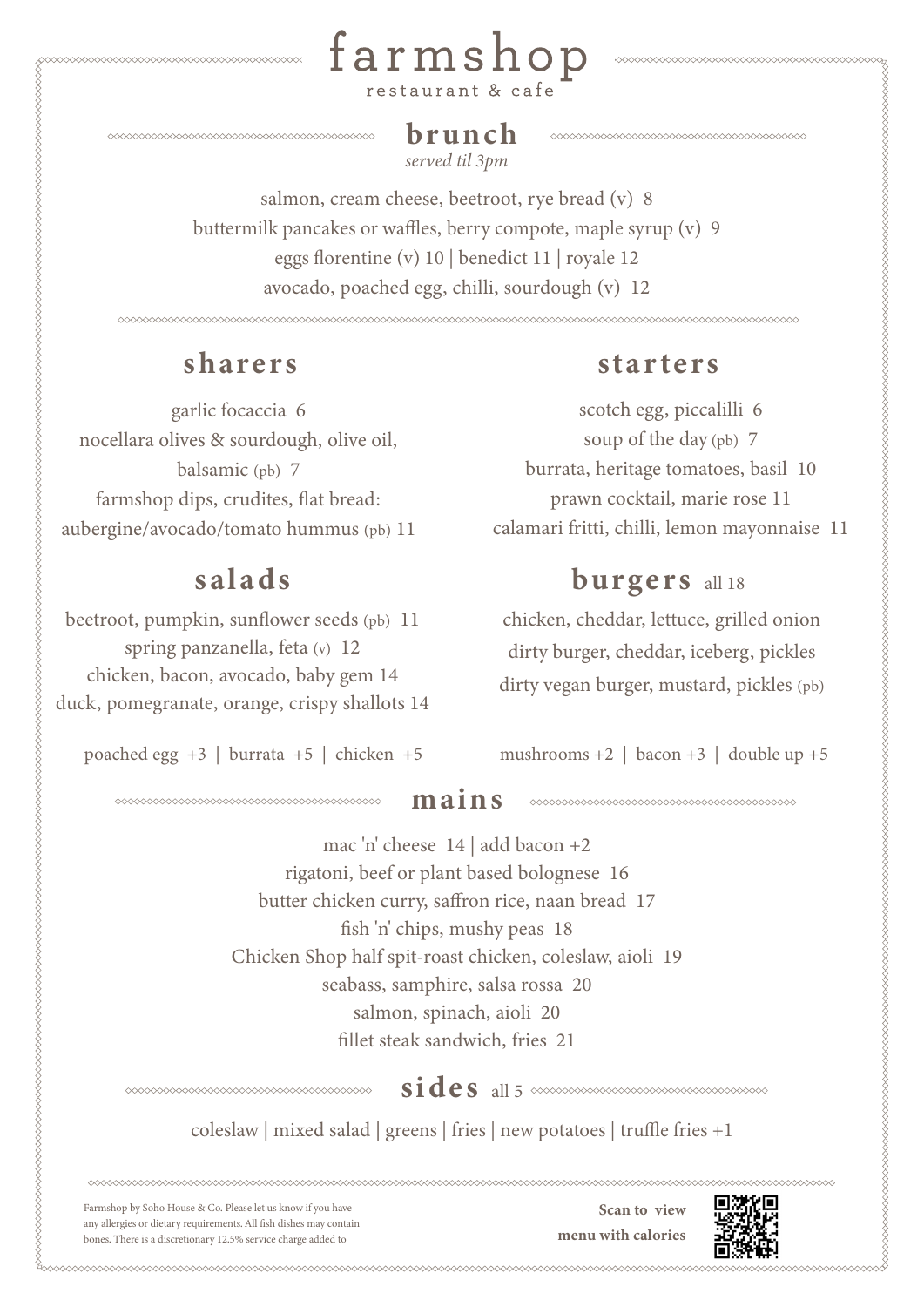# farmshop

restaurant & cafe

## brunch

*served til 3pm*

salmon, cream cheese, beetroot, rye bread (v) 8

buttermilk pancakes or waffles, berry compote, maple syrup (v) 9

eggs florentine (v) 10 | benedict 11 | royale 12

avocado, poached egg, chilli, sourdough (v) 12

## sharers

garlic focaccia 6

nocellara olives & sourdough, olive oil, balsamic (pb) 7

farmshop dips, crudites, flat bread: aubergine/avocado/tomato hummus (pb) 11

## starters

scotch egg, piccalilli 6

soup of the day (pb) 7

burrata, heritage tomatoes, basil 10

prawn cocktail, marie rose 11

calamari fritti, chilli, lemon mayonnaise 11

## salads

beetroot, pumpkin, sunflower seeds (pb) 11

spring panzanella, feta (v) 12

chicken, bacon, avocado, baby gem 14

duck, pomegranate, orange, crispy shallots 14

poached egg +3 | burrata +5 | chicken +5

## burgers all 18

chicken, cheddar, lettuce, grilled onion

dirty burger, cheddar, iceberg, pickles

dirty vegan burger, mustard, pickles (pb)

mushrooms +2 | bacon +3 | double up +5

## mains

mac 'n' cheese 14 | add bacon +2

rigatoni, beef or plant based bolognese 16

butter chicken curry, saffron rice, naan bread 17

fish 'n' chips, mushy peas 18

Chicken Shop half spit-roast chicken, coleslaw, aioli 19

seabass, samphire, salsa rossa 20

salmon, spinach, aioli 20

fillet steak sandwich, fries 21

## sides all 5

coleslaw | mixed salad | greens | fries | new potatoes | truffle fries +1

Farmshop by Soho House & Co. Please let us know if you have any allergies or dietary requirements. All fish dishes may contain bones. There is a discretionary 12.5% service charge added to

**Scan to view menu with calories**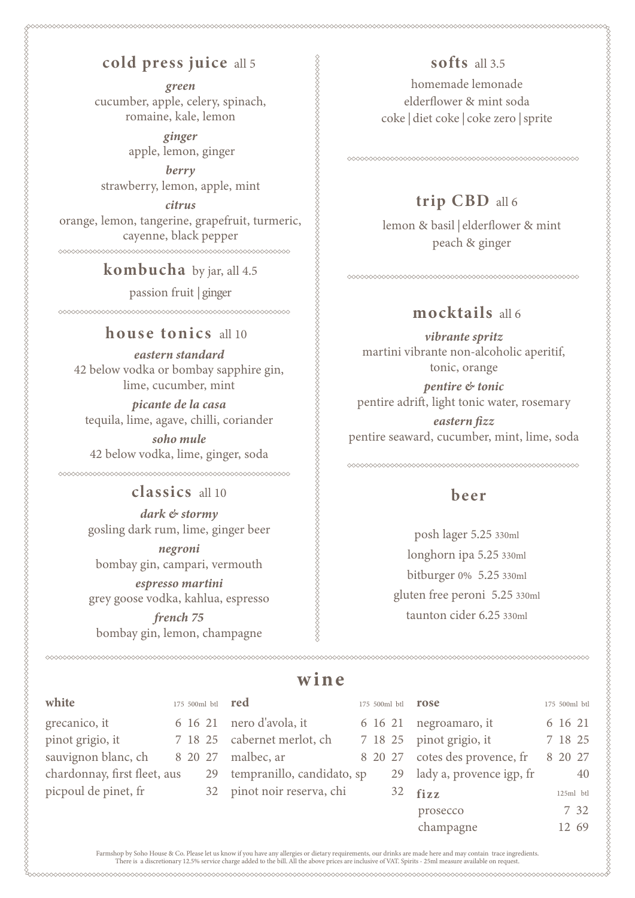## cold press juice all 5

***green***
cucumber, apple, celery, spinach, romaine, kale, lemon

***ginger***
apple, lemon, ginger

***berry***
strawberry, lemon, apple, mint

***citrus***
orange, lemon, tangerine, grapefruit, turmeric, cayenne, black pepper

## kombucha by jar, all 4.5

passion fruit | ginger

## house tonics all 10

***eastern standard***
42 below vodka or bombay sapphire gin, lime, cucumber, mint

***picante de la casa***
tequila, lime, agave, chilli, coriander

***soho mule***
42 below vodka, lime, ginger, soda

## classics all 10

***dark & stormy***
gosling dark rum, lime, ginger beer

***negroni***
bombay gin, campari, vermouth

***espresso martini***
grey goose vodka, kahlua, espresso

***french 75***
bombay gin, lemon, champagne

## softs all 3.5

homemade lemonade
elderflower & mint soda
coke | diet coke | coke zero | sprite

## trip CBD all 6

lemon & basil | elderflower & mint
peach & ginger

## mocktails all 6

***vibrante spritz***
martini vibrante non-alcoholic aperitif, tonic, orange

***pentire & tonic***
pentire adrift, light tonic water, rosemary

***eastern fizz***
pentire seaward, cucumber, mint, lime, soda

## beer

posh lager 5.25 330ml
longhorn ipa 5.25 330ml
bitburger 0% 5.25 330ml
gluten free peroni 5.25 330ml
taunton cider 6.25 330ml

# wine

### white

| white | 175 | 500ml | btl |
|---|---|---|---|
| grecanico, it | 6 | 16 | 21 |
| pinot grigio, it | 7 | 18 | 25 |
| sauvignon blanc, ch | 8 | 20 | 27 |
| chardonnay, first fleet, aus | | | 29 |
| picpoul de pinet, fr | | | 32 |

### red

| red | 175 | 500ml | btl |
|---|---|---|---|
| nero d'avola, it | 6 | 16 | 21 |
| cabernet merlot, ch | 7 | 18 | 25 |
| malbec, ar | 8 | 20 | 27 |
| tempranillo, candidato, sp | | | 29 |
| pinot noir reserva, chi | | | 32 |

### rose

| rose | 175 | 500ml | btl |
|---|---|---|---|
| negroamaro, it | 6 | 16 | 21 |
| pinot grigio, it | 7 | 18 | 25 |
| cotes des provence, fr | 8 | 20 | 27 |
| lady a, provence igp, fr | | | 40 |

### fizz

| fizz | 125ml | btl |
|---|---|---|
| prosecco | 7 | 32 |
| champagne | 12 | 69 |

Farmshop by Soho House & Co. Please let us know if you have any allergies or dietary requirements, our drinks are made here and may contain trace ingredients. There is a discretionary 12.5% service charge added to the bill. All the above prices are inclusive of VAT. Spirits - 25ml measure available on request.